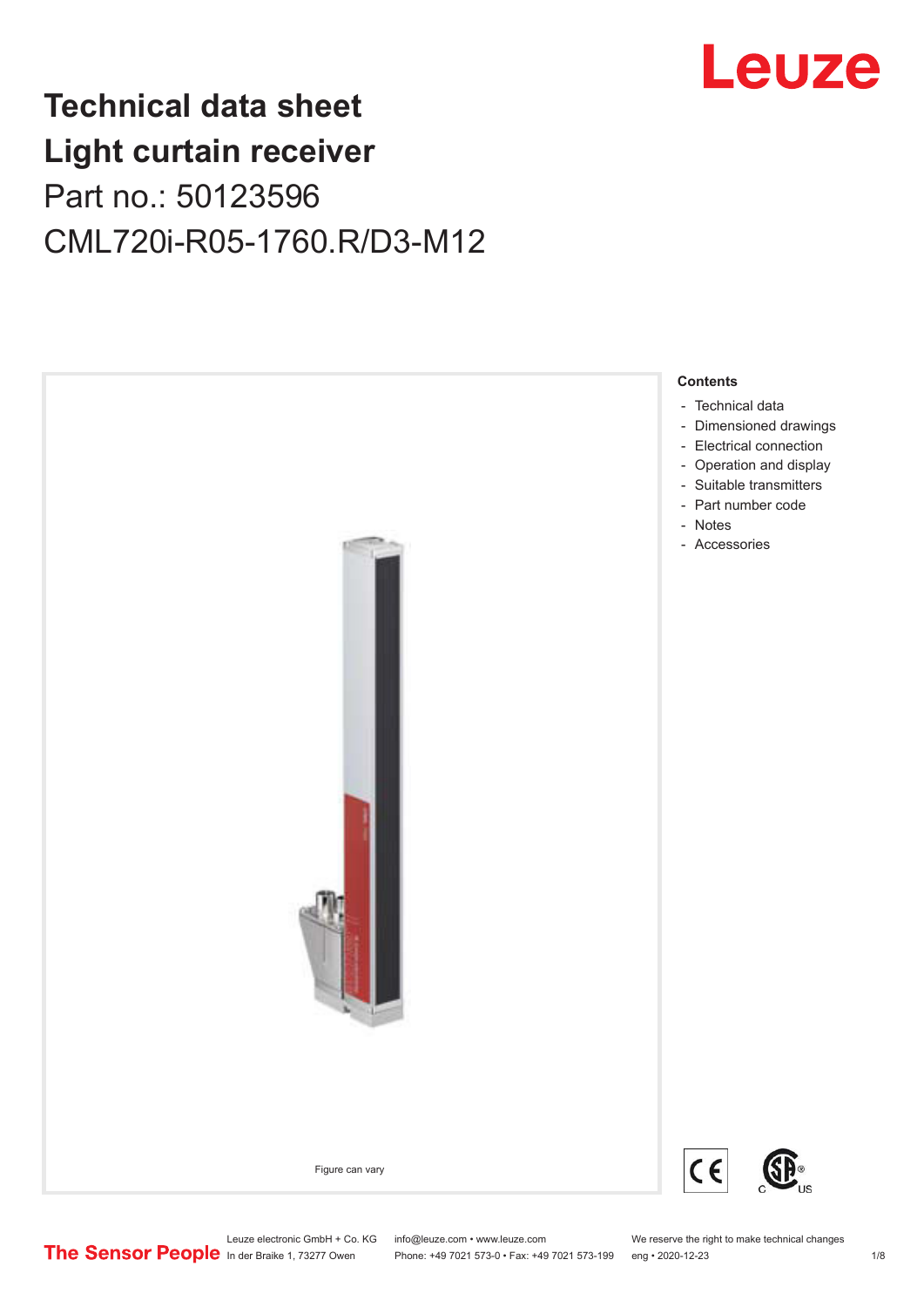# Technical data sheet
# Light curtain receiver
## Part no.: 50123596
## CML720i-R05-1760.R/D3-M12

Figure can vary

**Contents**

- Technical data
- Dimensioned drawings
- Electrical connection
- Operation and display
- Suitable transmitters
- Part number code
- Notes
- Accessories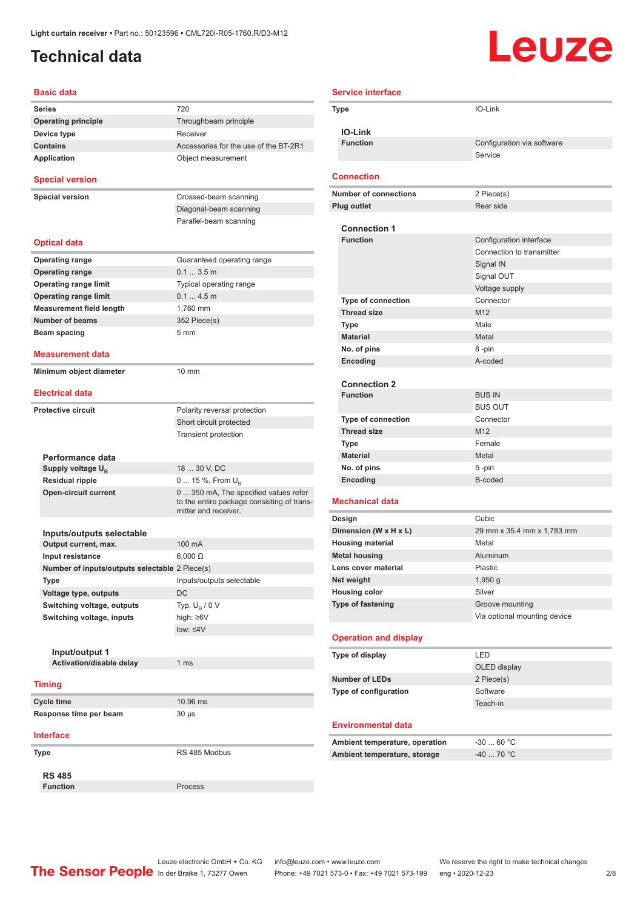Light curtain receiver • Part no.: 50123596 • CML720i-R05-1760.R/D3-M12

# Technical data

## Basic data

| | |
|---|---|
| Series | 720 |
| Operating principle | Throughbeam principle |
| Device type | Receiver |
| Contains | Accessories for the use of the BT-2R1 |
| Application | Object measurement |

## Special version

| | |
|---|---|
| Special version | Crossed-beam scanning |
| | Diagonal-beam scanning |
| | Parallel-beam scanning |

## Optical data

| | |
|---|---|
| Operating range | Guaranteed operating range |
| Operating range | 0.1 ... 3.5 m |
| Operating range limit | Typical operating range |
| Operating range limit | 0.1 ... 4.5 m |
| Measurement field length | 1,760 mm |
| Number of beams | 352 Piece(s) |
| Beam spacing | 5 mm |

## Measurement data

| | |
|---|---|
| Minimum object diameter | 10 mm |

## Electrical data

| | |
|---|---|
| Protective circuit | Polarity reversal protection |
| | Short circuit protected |
| | Transient protection |

### Performance data

| | |
|---|---|
| Supply voltage $U_B$ | 18 ... 30 V, DC |
| Residual ripple | 0 ... 15 %, From $U_B$ |
| Open-circuit current | 0 ... 350 mA, The specified values refer to the entire package consisting of transmitter and receiver. |

### Inputs/outputs selectable

| | |
|---|---|
| Output current, max. | 100 mA |
| Input resistance | 6,000 Ω |
| Number of inputs/outputs selectable | 2 Piece(s) |
| Type | Inputs/outputs selectable |
| Voltage type, outputs | DC |
| Switching voltage, outputs | Typ. $U_B$ / 0 V |
| Switching voltage, inputs | high: ≥6V |
| | low: ≤4V |

#### Input/output 1

| | |
|---|---|
| Activation/disable delay | 1 ms |

## Timing

| | |
|---|---|
| Cycle time | 10.96 ms |
| Response time per beam | 30 µs |

## Interface

| | |
|---|---|
| Type | RS 485 Modbus |

### RS 485

| | |
|---|---|
| Function | Process |

## Service interface

| | |
|---|---|
| Type | IO-Link |

### IO-Link

| | |
|---|---|
| Function | Configuration via software |
| | Service |

## Connection

| | |
|---|---|
| Number of connections | 2 Piece(s) |
| Plug outlet | Rear side |

### Connection 1

| | |
|---|---|
| Function | Configuration interface |
| | Connection to transmitter |
| | Signal IN |
| | Signal OUT |
| | Voltage supply |
| Type of connection | Connector |
| Thread size | M12 |
| Type | Male |
| Material | Metal |
| No. of pins | 8 -pin |
| Encoding | A-coded |

### Connection 2

| | |
|---|---|
| Function | BUS IN |
| | BUS OUT |
| Type of connection | Connector |
| Thread size | M12 |
| Type | Female |
| Material | Metal |
| No. of pins | 5 -pin |
| Encoding | B-coded |

## Mechanical data

| | |
|---|---|
| Design | Cubic |
| Dimension (W x H x L) | 29 mm x 35.4 mm x 1,783 mm |
| Housing material | Metal |
| Metal housing | Aluminum |
| Lens cover material | Plastic |
| Net weight | 1,950 g |
| Housing color | Silver |
| Type of fastening | Groove mounting |
| | Via optional mounting device |

## Operation and display

| | |
|---|---|
| Type of display | LED |
| | OLED display |
| Number of LEDs | 2 Piece(s) |
| Type of configuration | Software |
| | Teach-in |

## Environmental data

| | |
|---|---|
| Ambient temperature, operation | -30 ... 60 °C |
| Ambient temperature, storage | -40 ... 70 °C |

Leuze electronic GmbH + Co. KG, In der Braike 1, 73277 Owen • info@leuze.com • www.leuze.com • Phone: +49 7021 573-0 • Fax: +49 7021 573-199 • We reserve the right to make technical changes • eng • 2020-12-23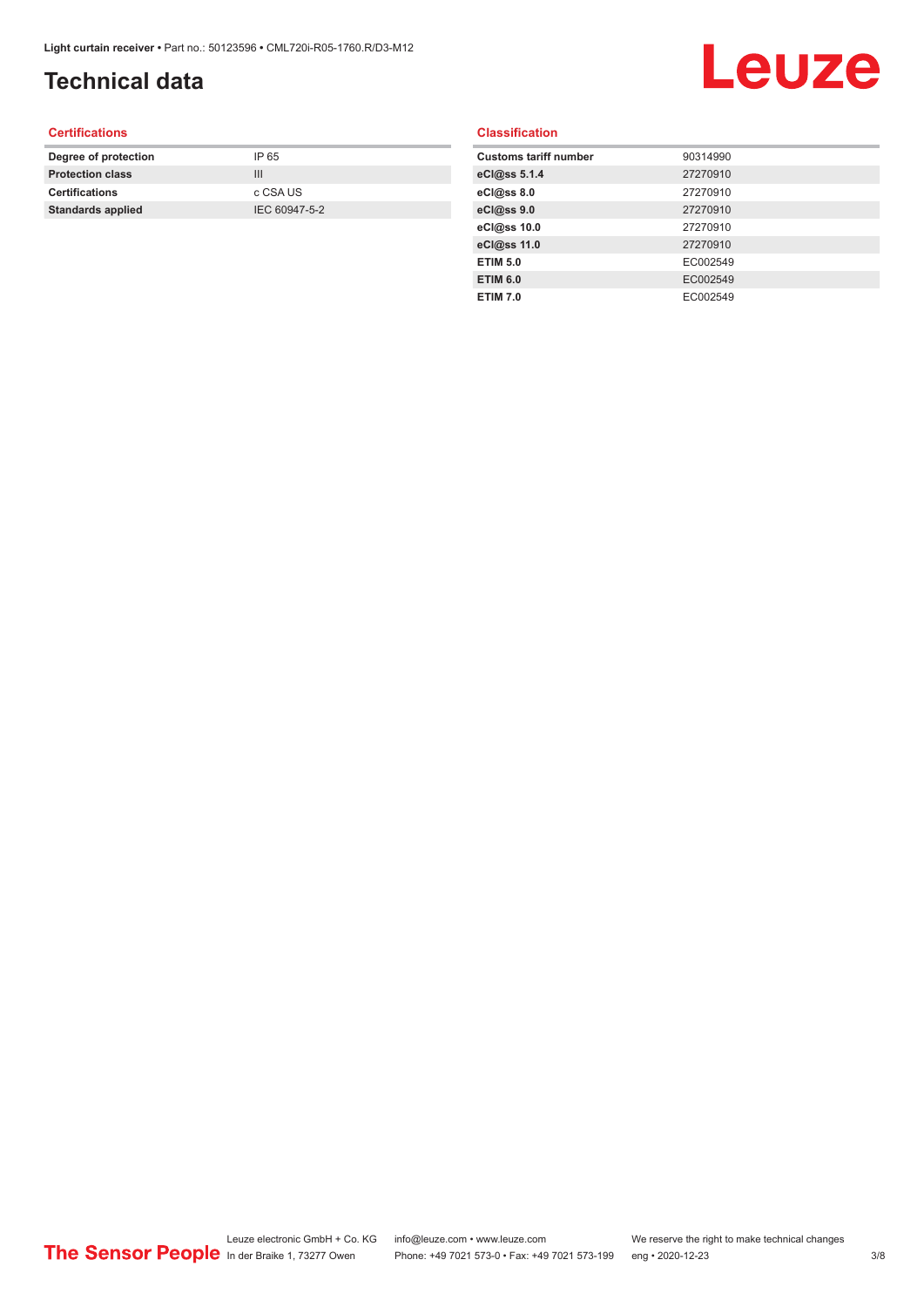# Technical data

## Certifications

| Degree of protection | IP 65 |
|---|---|
| Protection class | III |
| Certifications | c CSA US |
| Standards applied | IEC 60947-5-2 |

## Classification

| Customs tariff number | 90314990 |
|---|---|
| eCl@ss 5.1.4 | 27270910 |
| eCl@ss 8.0 | 27270910 |
| eCl@ss 9.0 | 27270910 |
| eCl@ss 10.0 | 27270910 |
| eCl@ss 11.0 | 27270910 |
| ETIM 5.0 | EC002549 |
| ETIM 6.0 | EC002549 |
| ETIM 7.0 | EC002549 |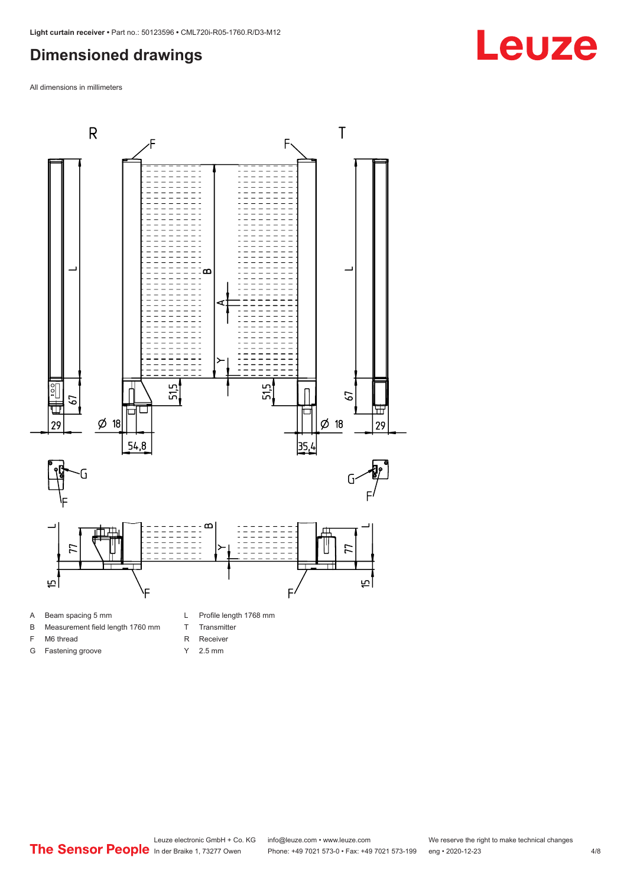## Dimensioned drawings

All dimensions in millimeters

A Beam spacing 5 mm

B Measurement field length 1760 mm

F M6 thread

G Fastening groove

L Profile length 1768 mm

T Transmitter

R Receiver

Y 2.5 mm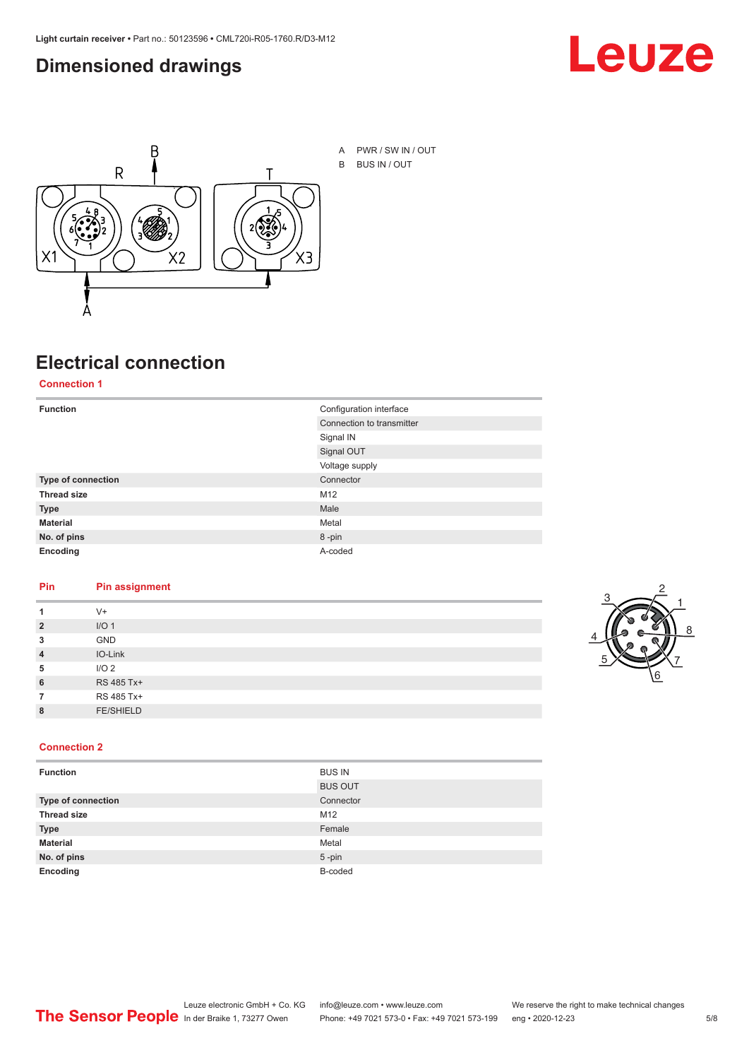## Dimensioned drawings

A PWR / SW IN / OUT

B BUS IN / OUT

## Electrical connection

### Connection 1

| Function | Configuration interface |
|---|---|
| | Connection to transmitter |
| | Signal IN |
| | Signal OUT |
| | Voltage supply |
| **Type of connection** | Connector |
| **Thread size** | M12 |
| **Type** | Male |
| **Material** | Metal |
| **No. of pins** | 8 -pin |
| **Encoding** | A-coded |

| Pin | Pin assignment |
|---|---|
| **1** | V+ |
| **2** | I/O 1 |
| **3** | GND |
| **4** | IO-Link |
| **5** | I/O 2 |
| **6** | RS 485 Tx+ |
| **7** | RS 485 Tx+ |
| **8** | FE/SHIELD |

### Connection 2

| Function | BUS IN |
|---|---|
| | BUS OUT |
| **Type of connection** | Connector |
| **Thread size** | M12 |
| **Type** | Female |
| **Material** | Metal |
| **No. of pins** | 5 -pin |
| **Encoding** | B-coded |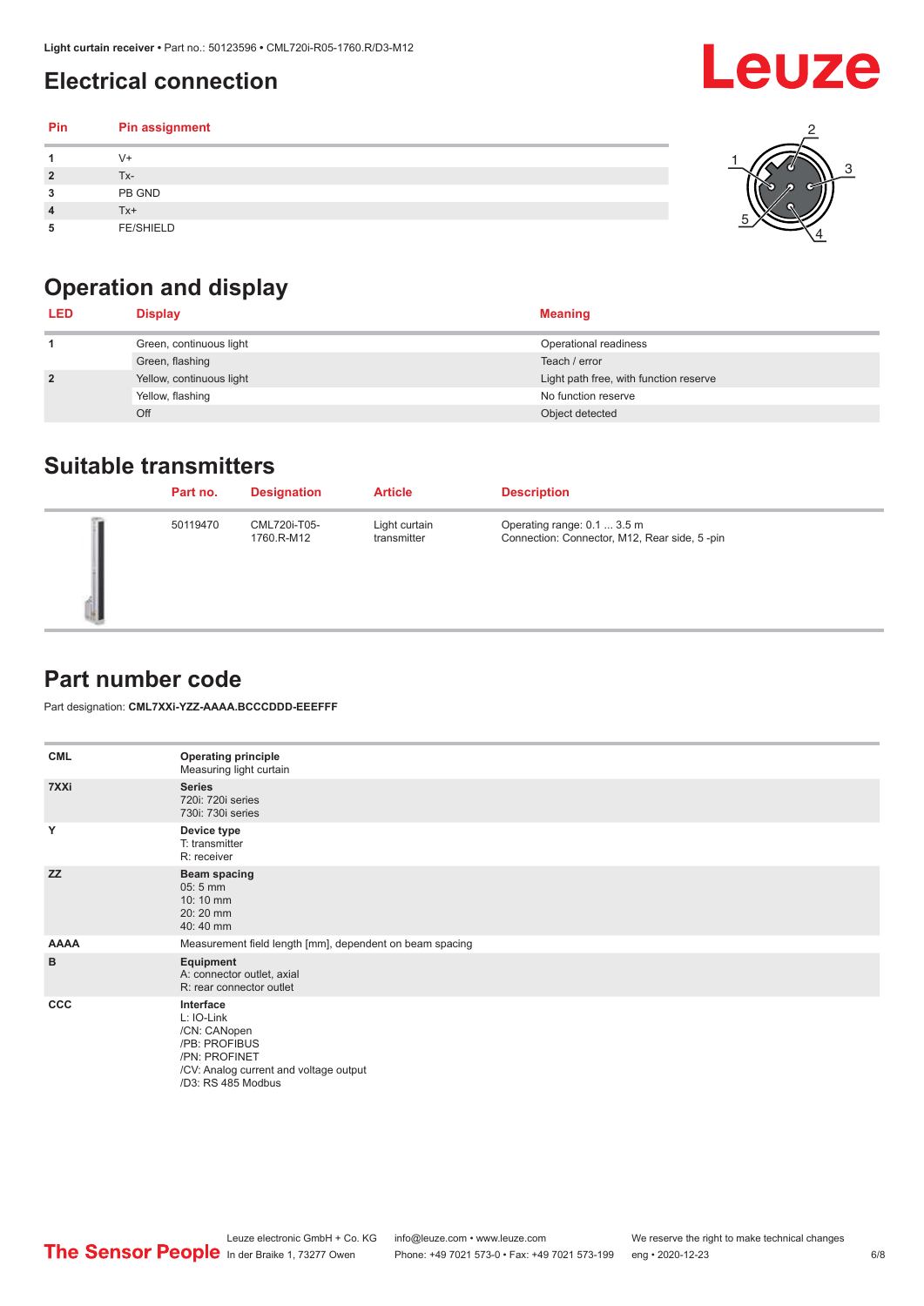## Electrical connection

| Pin | Pin assignment |
|---|---|
| 1 | V+ |
| 2 | Tx- |
| 3 | PB GND |
| 4 | Tx+ |
| 5 | FE/SHIELD |

## Operation and display

| LED | Display | Meaning |
|---|---|---|
| 1 | Green, continuous light | Operational readiness |
| | Green, flashing | Teach / error |
| 2 | Yellow, continuous light | Light path free, with function reserve |
| | Yellow, flashing | No function reserve |
| | Off | Object detected |

## Suitable transmitters

| | Part no. | Designation | Article | Description |
|---|---|---|---|---|
| | 50119470 | CML720i-T05-1760.R-M12 | Light curtain transmitter | Operating range: 0.1 ... 3.5 m<br>Connection: Connector, M12, Rear side, 5 -pin |

## Part number code

Part designation: **CML7XXi-YZZ-AAAA.BCCCDDD-EEEFFF**

| | |
|---|---|
| **CML** | **Operating principle**<br>Measuring light curtain |
| **7XXi** | **Series**<br>720i: 720i series<br>730i: 730i series |
| **Y** | **Device type**<br>T: transmitter<br>R: receiver |
| **ZZ** | **Beam spacing**<br>05: 5 mm<br>10: 10 mm<br>20: 20 mm<br>40: 40 mm |
| **AAAA** | Measurement field length [mm], dependent on beam spacing |
| **B** | **Equipment**<br>A: connector outlet, axial<br>R: rear connector outlet |
| **CCC** | **Interface**<br>L: IO-Link<br>/CN: CANopen<br>/PB: PROFIBUS<br>/PN: PROFINET<br>/CV: Analog current and voltage output<br>/D3: RS 485 Modbus |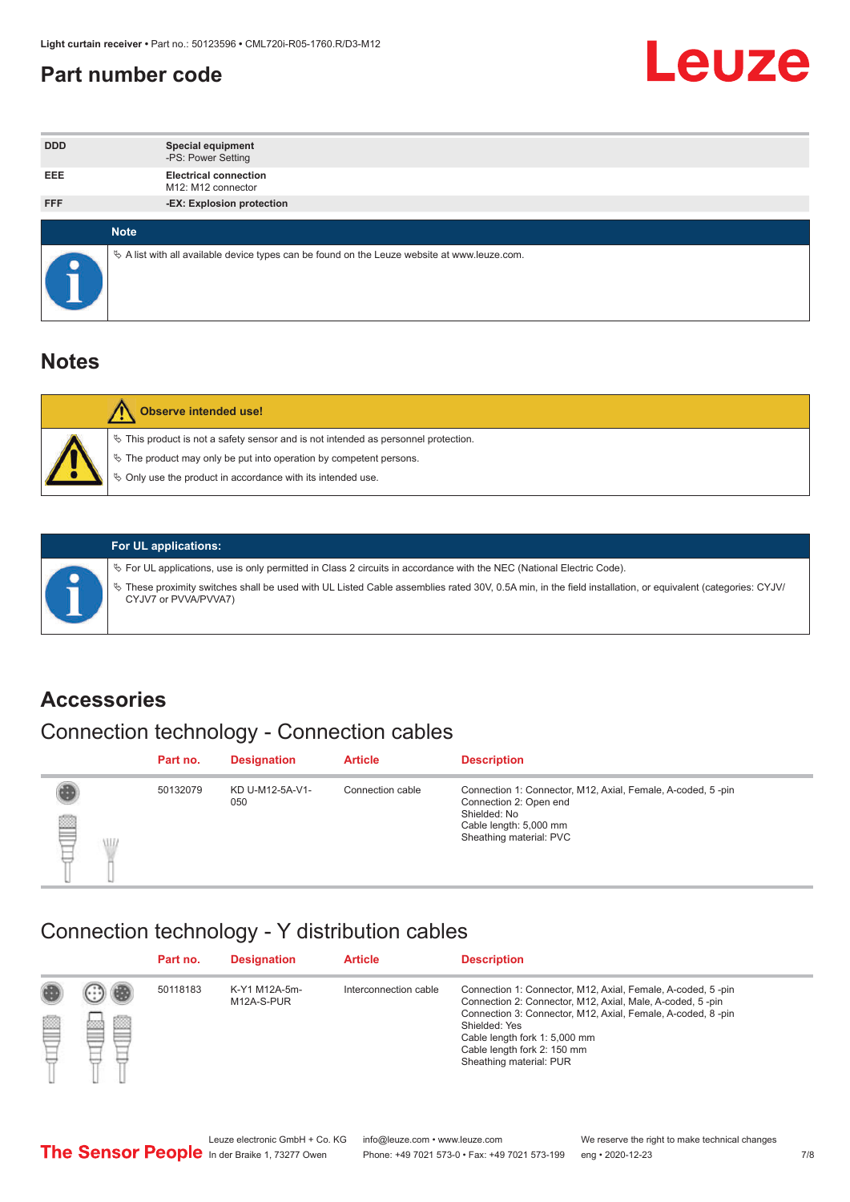## Part number code

| | |
|---|---|
| DDD | **Special equipment**<br>-PS: Power Setting |
| EEE | **Electrical connection**<br>M12: M12 connector |
| FFF | **-EX: Explosion protection** |

**Note**

- A list with all available device types can be found on the Leuze website at www.leuze.com.

## Notes

**Observe intended use!**

- This product is not a safety sensor and is not intended as personnel protection.
- The product may only be put into operation by competent persons.
- Only use the product in accordance with its intended use.

**For UL applications:**

- For UL applications, use is only permitted in Class 2 circuits in accordance with the NEC (National Electric Code).
- These proximity switches shall be used with UL Listed Cable assemblies rated 30V, 0.5A min, in the field installation, or equivalent (categories: CYJV/CYJV7 or PVVA/PVVA7)

## Accessories

### Connection technology - Connection cables

| Part no. | Designation | Article | Description |
|---|---|---|---|
| 50132079 | KD U-M12-5A-V1-050 | Connection cable | Connection 1: Connector, M12, Axial, Female, A-coded, 5 -pin<br>Connection 2: Open end<br>Shielded: No<br>Cable length: 5,000 mm<br>Sheathing material: PVC |

### Connection technology - Y distribution cables

| Part no. | Designation | Article | Description |
|---|---|---|---|
| 50118183 | K-Y1 M12A-5m-M12A-S-PUR | Interconnection cable | Connection 1: Connector, M12, Axial, Female, A-coded, 5 -pin<br>Connection 2: Connector, M12, Axial, Male, A-coded, 5 -pin<br>Connection 3: Connector, M12, Axial, Female, A-coded, 8 -pin<br>Shielded: Yes<br>Cable length fork 1: 5,000 mm<br>Cable length fork 2: 150 mm<br>Sheathing material: PUR |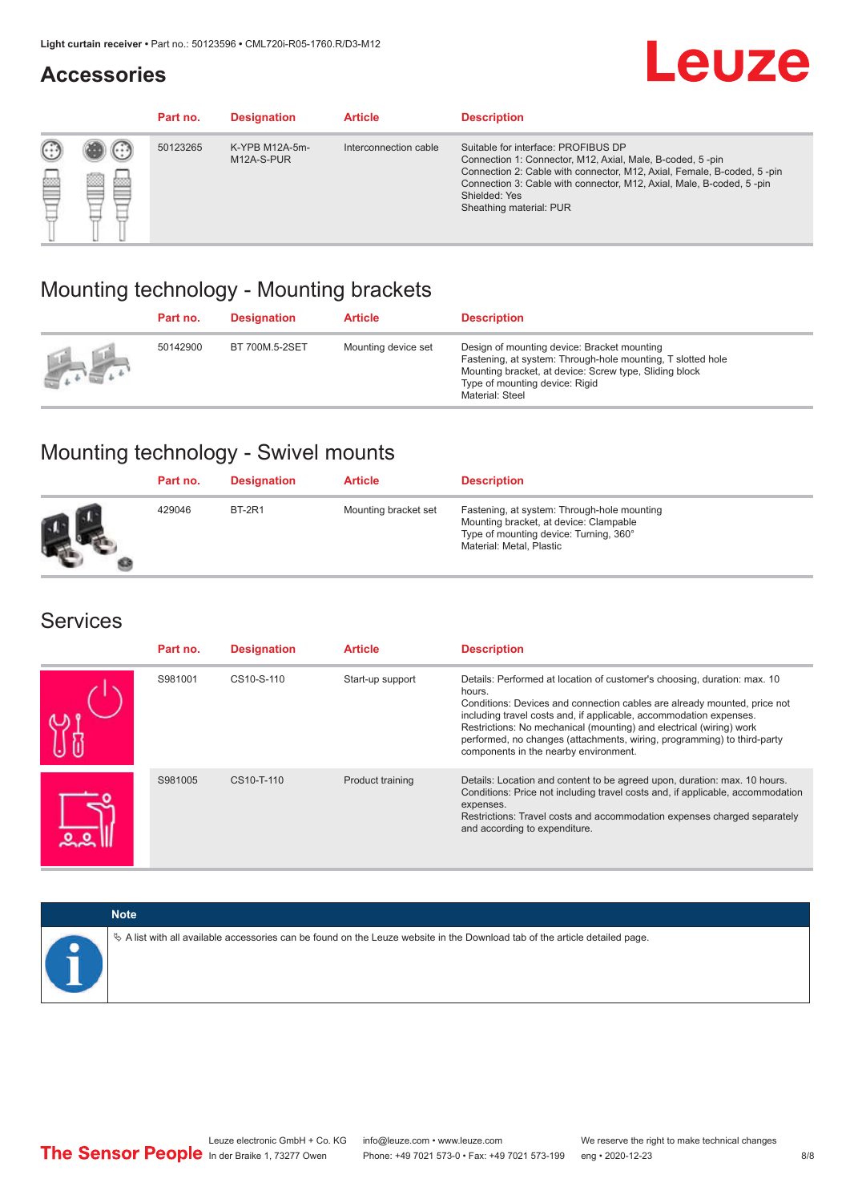## Accessories

| Part no. | Designation | Article | Description |
|---|---|---|---|
| 50123265 | K-YPB M12A-5m-M12A-S-PUR | Interconnection cable | Suitable for interface: PROFIBUS DP<br>Connection 1: Connector, M12, Axial, Male, B-coded, 5 -pin<br>Connection 2: Cable with connector, M12, Axial, Female, B-coded, 5 -pin<br>Connection 3: Cable with connector, M12, Axial, Male, B-coded, 5 -pin<br>Shielded: Yes<br>Sheathing material: PUR |

## Mounting technology - Mounting brackets

| Part no. | Designation | Article | Description |
|---|---|---|---|
| 50142900 | BT 700M.5-2SET | Mounting device set | Design of mounting device: Bracket mounting<br>Fastening, at system: Through-hole mounting, T slotted hole<br>Mounting bracket, at device: Screw type, Sliding block<br>Type of mounting device: Rigid<br>Material: Steel |

## Mounting technology - Swivel mounts

| Part no. | Designation | Article | Description |
|---|---|---|---|
| 429046 | BT-2R1 | Mounting bracket set | Fastening, at system: Through-hole mounting<br>Mounting bracket, at device: Clampable<br>Type of mounting device: Turning, 360°<br>Material: Metal, Plastic |

## Services

| Part no. | Designation | Article | Description |
|---|---|---|---|
| S981001 | CS10-S-110 | Start-up support | Details: Performed at location of customer's choosing, duration: max. 10 hours.<br>Conditions: Devices and connection cables are already mounted, price not including travel costs and, if applicable, accommodation expenses.<br>Restrictions: No mechanical (mounting) and electrical (wiring) work performed, no changes (attachments, wiring, programming) to third-party components in the nearby environment. |
| S981005 | CS10-T-110 | Product training | Details: Location and content to be agreed upon, duration: max. 10 hours.<br>Conditions: Price not including travel costs and, if applicable, accommodation expenses.<br>Restrictions: Travel costs and accommodation expenses charged separately and according to expenditure. |

**Note**

A list with all available accessories can be found on the Leuze website in the Download tab of the article detailed page.